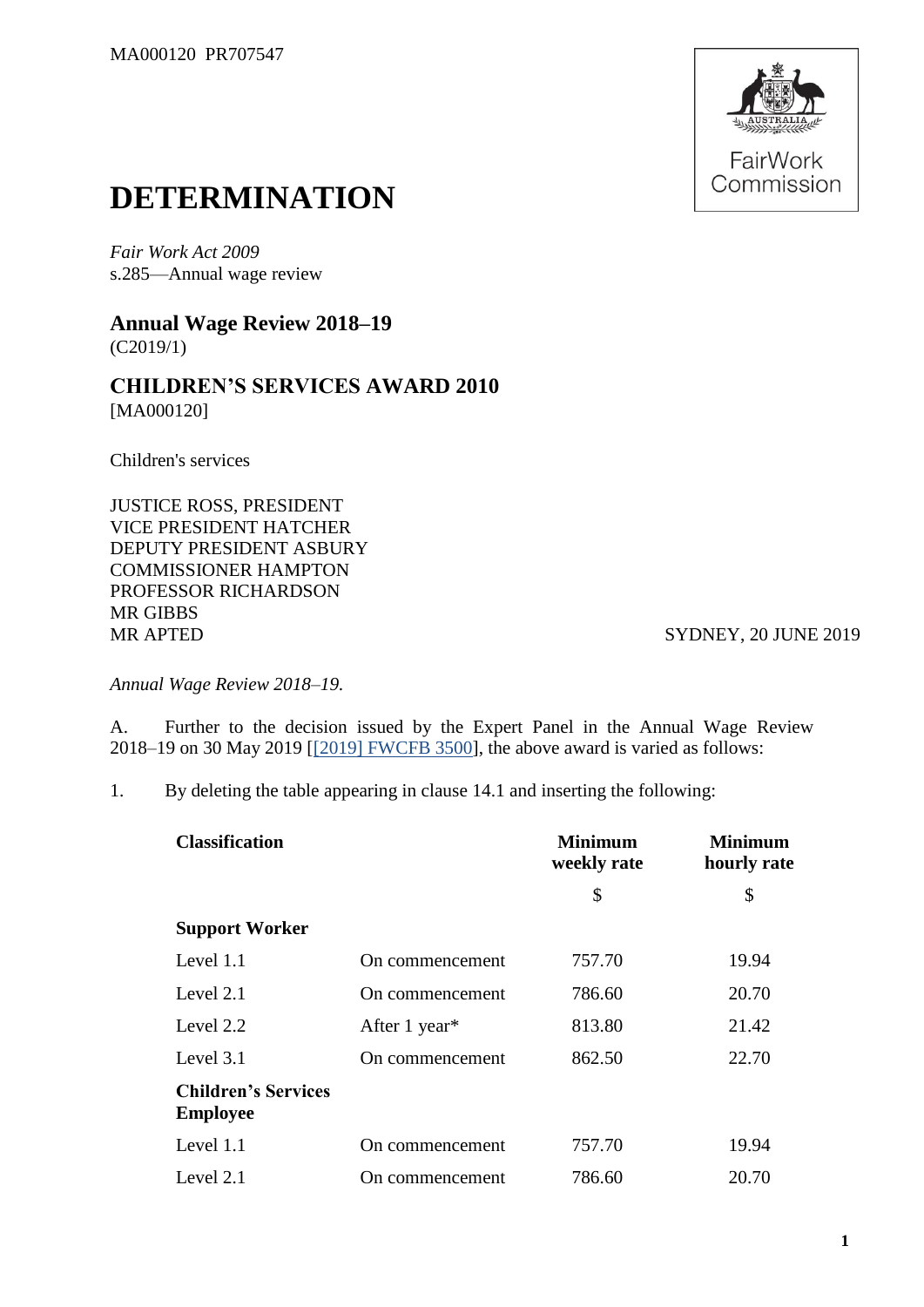MA000120 PR707547

# DETERMINATION

*Fair Work Act 2009*
s.285—Annual wage review

## Annual Wage Review 2018–19
(C2019/1)

## CHILDREN'S SERVICES AWARD 2010
[MA000120]

Children's services

JUSTICE ROSS, PRESIDENT
VICE PRESIDENT HATCHER
DEPUTY PRESIDENT ASBURY
COMMISSIONER HAMPTON
PROFESSOR RICHARDSON
MR GIBBS
MR APTED

SYDNEY, 20 JUNE 2019

*Annual Wage Review 2018–19.*

A. Further to the decision issued by the Expert Panel in the Annual Wage Review 2018–19 on 30 May 2019 [[2019] FWCFB 3500], the above award is varied as follows:

1. By deleting the table appearing in clause 14.1 and inserting the following:

| Classification | | Minimum weekly rate | Minimum hourly rate |
|---|---|---|---|
| | | $ | $ |
| **Support Worker** | | | |
| Level 1.1 | On commencement | 757.70 | 19.94 |
| Level 2.1 | On commencement | 786.60 | 20.70 |
| Level 2.2 | After 1 year* | 813.80 | 21.42 |
| Level 3.1 | On commencement | 862.50 | 22.70 |
| **Children's Services Employee** | | | |
| Level 1.1 | On commencement | 757.70 | 19.94 |
| Level 2.1 | On commencement | 786.60 | 20.70 |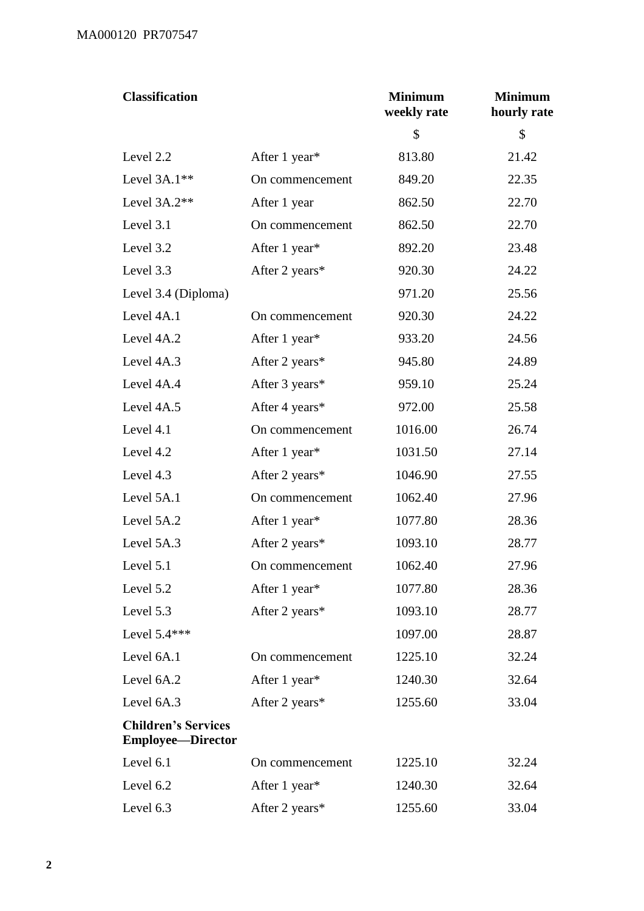| Classification | | Minimum weekly rate | Minimum hourly rate |
|---|---|---|---|
| | | $ | $ |
| Level 2.2 | After 1 year* | 813.80 | 21.42 |
| Level 3A.1** | On commencement | 849.20 | 22.35 |
| Level 3A.2** | After 1 year | 862.50 | 22.70 |
| Level 3.1 | On commencement | 862.50 | 22.70 |
| Level 3.2 | After 1 year* | 892.20 | 23.48 |
| Level 3.3 | After 2 years* | 920.30 | 24.22 |
| Level 3.4 (Diploma) | | 971.20 | 25.56 |
| Level 4A.1 | On commencement | 920.30 | 24.22 |
| Level 4A.2 | After 1 year* | 933.20 | 24.56 |
| Level 4A.3 | After 2 years* | 945.80 | 24.89 |
| Level 4A.4 | After 3 years* | 959.10 | 25.24 |
| Level 4A.5 | After 4 years* | 972.00 | 25.58 |
| Level 4.1 | On commencement | 1016.00 | 26.74 |
| Level 4.2 | After 1 year* | 1031.50 | 27.14 |
| Level 4.3 | After 2 years* | 1046.90 | 27.55 |
| Level 5A.1 | On commencement | 1062.40 | 27.96 |
| Level 5A.2 | After 1 year* | 1077.80 | 28.36 |
| Level 5A.3 | After 2 years* | 1093.10 | 28.77 |
| Level 5.1 | On commencement | 1062.40 | 27.96 |
| Level 5.2 | After 1 year* | 1077.80 | 28.36 |
| Level 5.3 | After 2 years* | 1093.10 | 28.77 |
| Level 5.4*** | | 1097.00 | 28.87 |
| Level 6A.1 | On commencement | 1225.10 | 32.24 |
| Level 6A.2 | After 1 year* | 1240.30 | 32.64 |
| Level 6A.3 | After 2 years* | 1255.60 | 33.04 |
| **Children's Services Employee—Director** | | | |
| Level 6.1 | On commencement | 1225.10 | 32.24 |
| Level 6.2 | After 1 year* | 1240.30 | 32.64 |
| Level 6.3 | After 2 years* | 1255.60 | 33.04 |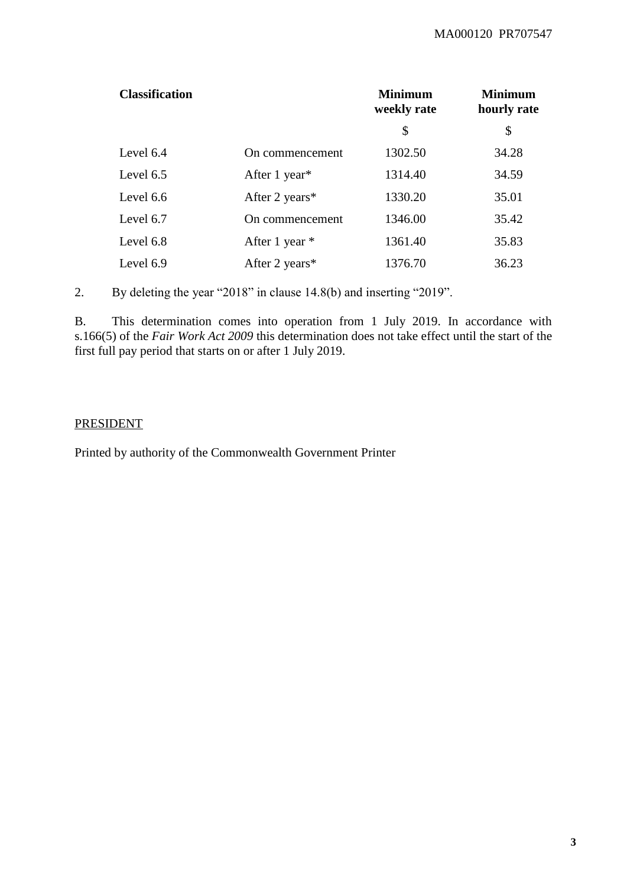| Classification | | Minimum weekly rate | Minimum hourly rate |
|---|---|---|---|
| | | $ | $ |
| Level 6.4 | On commencement | 1302.50 | 34.28 |
| Level 6.5 | After 1 year* | 1314.40 | 34.59 |
| Level 6.6 | After 2 years* | 1330.20 | 35.01 |
| Level 6.7 | On commencement | 1346.00 | 35.42 |
| Level 6.8 | After 1 year * | 1361.40 | 35.83 |
| Level 6.9 | After 2 years* | 1376.70 | 36.23 |

2. By deleting the year "2018" in clause 14.8(b) and inserting "2019".

B. This determination comes into operation from 1 July 2019. In accordance with s.166(5) of the *Fair Work Act 2009* this determination does not take effect until the start of the first full pay period that starts on or after 1 July 2019.

PRESIDENT

Printed by authority of the Commonwealth Government Printer